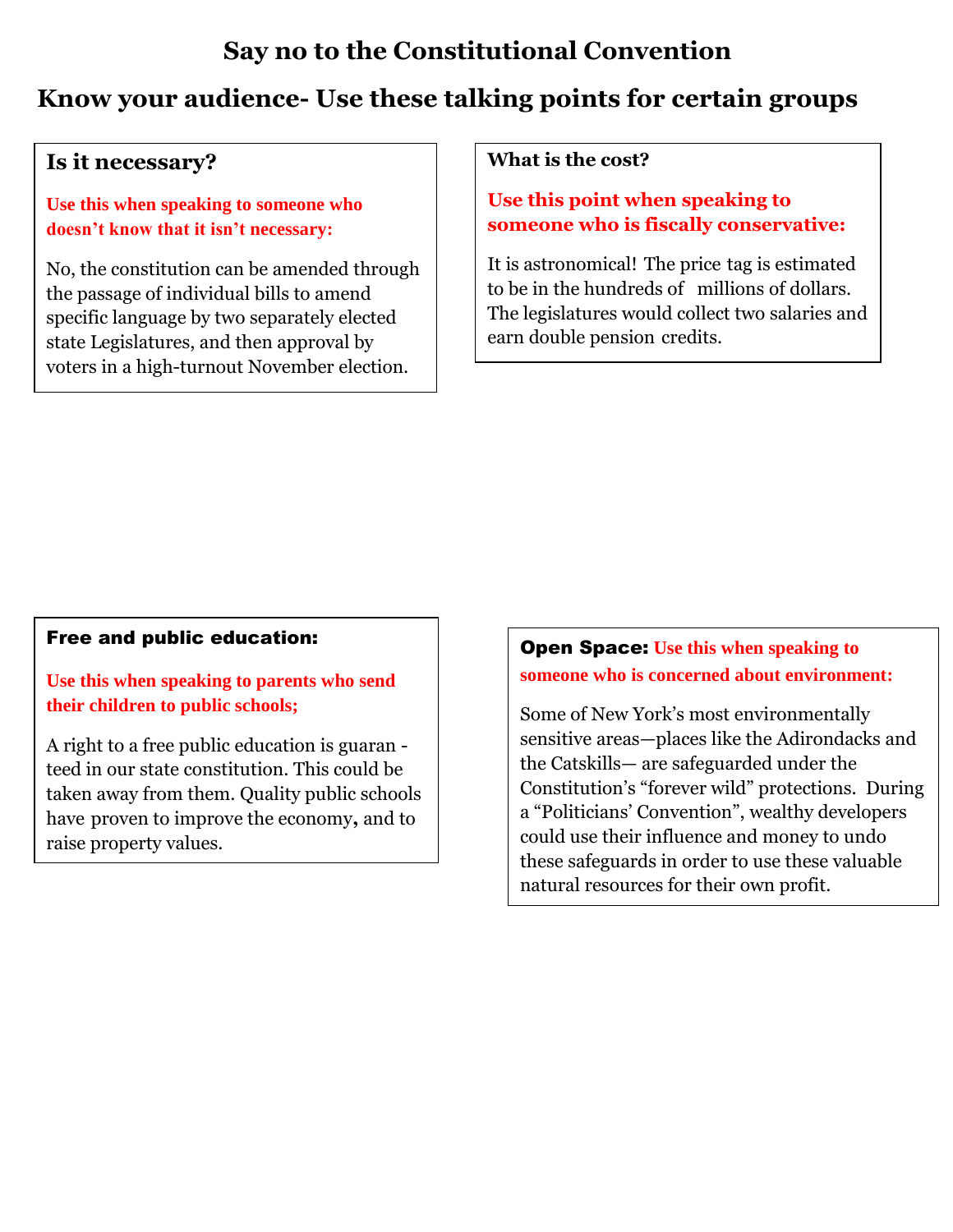# Say no to the Constitutional Convention

## Know your audience- Use these talking points for certain groups

### Is it necessary?

**Use this when speaking to someone who doesn't know that it isn't necessary:**

No, the constitution can be amended through the passage of individual bills to amend specific language by two separately elected state Legislatures, and then approval by voters in a high-turnout November election.

### What is the cost?

**Use this point when speaking to someone who is fiscally conservative:**

It is astronomical! The price tag is estimated to be in the hundreds of millions of dollars. The legislatures would collect two salaries and earn double pension credits.

### Free and public education:

**Use this when speaking to parents who send their children to public schools;**

A right to a free public education is guaranteed in our state constitution. This could be taken away from them. Quality public schools have proven to improve the economy, and to raise property values.

### Open Space: Use this when speaking to someone who is concerned about environment:

Some of New York's most environmentally sensitive areas—places like the Adirondacks and the Catskills— are safeguarded under the Constitution's "forever wild" protections. During a "Politicians' Convention", wealthy developers could use their influence and money to undo these safeguards in order to use these valuable natural resources for their own profit.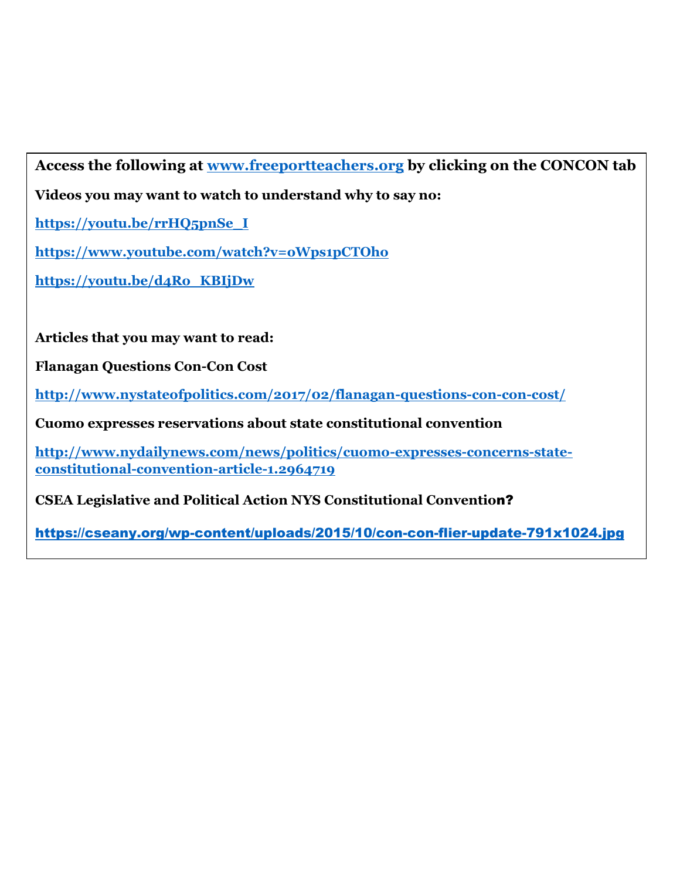**Access the following at [www.freeportteachers.org](http://www.freeportteachers.org) by clicking on the CONCON tab**

**Videos you may want to watch to understand why to say no:**

**[https://youtu.be/rrHQ5pnSe_I](https://youtu.be/rrHQ5pnSe_I)**

**[https://www.youtube.com/watch?v=0Wps1pCTOho](https://www.youtube.com/watch?v=0Wps1pCTOho)**

**[https://youtu.be/d4Ro_KBIjDw](https://youtu.be/d4Ro_KBIjDw)**

**Articles that you may want to read:**

**Flanagan Questions Con-Con Cost**

**[http://www.nystateofpolitics.com/2017/02/flanagan-questions-con-con-cost/](http://www.nystateofpolitics.com/2017/02/flanagan-questions-con-con-cost/)**

**Cuomo expresses reservations about state constitutional convention**

**[http://www.nydailynews.com/news/politics/cuomo-expresses-concerns-state-constitutional-convention-article-1.2964719](http://www.nydailynews.com/news/politics/cuomo-expresses-concerns-state-constitutional-convention-article-1.2964719)**

**CSEA Legislative and Political Action NYS Constitutional Convention?**

**[https://cseany.org/wp-content/uploads/2015/10/con-con-flier-update-791x1024.jpg](https://cseany.org/wp-content/uploads/2015/10/con-con-flier-update-791x1024.jpg)**